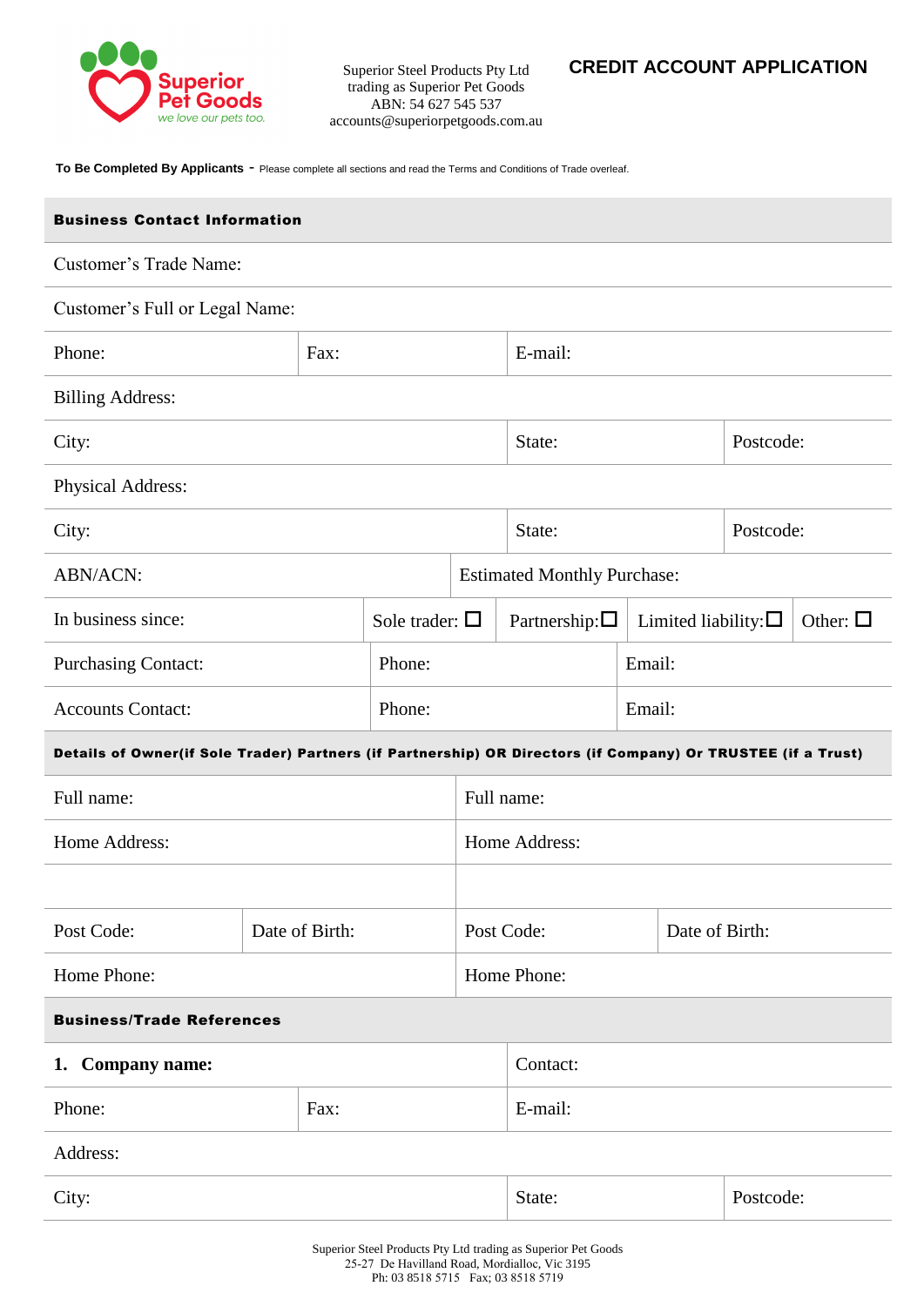Superior Pet Goods
we love our pets too.

Superior Steel Products Pty Ltd
trading as Superior Pet Goods
ABN: 54 627 545 537
accounts@superiorpetgoods.com.au

# CREDIT ACCOUNT APPLICATION

**To Be Completed By Applicants** - Please complete all sections and read the Terms and Conditions of Trade overleaf.

## Business Contact Information

| | | | |
|---|---|---|---|
| Customer's Trade Name: | | | |
| Customer's Full or Legal Name: | | | |
| Phone: | Fax: | E-mail: | |
| Billing Address: | | | |
| City: | | State: | Postcode: |
| Physical Address: | | | |
| City: | | State: | Postcode: |
| ABN/ACN: | | Estimated Monthly Purchase: | |

| | | | | |
|---|---|---|---|---|
| In business since: | Sole trader: ☐ | Partnership: ☐ | Limited liability: ☐ | Other: ☐ |

| | | |
|---|---|---|
| Purchasing Contact: | Phone: | Email: |
| Accounts Contact: | Phone: | Email: |

## Details of Owner(if Sole Trader) Partners (if Partnership) OR Directors (if Company) Or TRUSTEE (if a Trust)

| | | | |
|---|---|---|---|
| Full name: | | Full name: | |
| Home Address: | | Home Address: | |
| | | | |
| Post Code: | Date of Birth: | Post Code: | Date of Birth: |
| Home Phone: | | Home Phone: | |

## Business/Trade References

| | | | |
|---|---|---|---|
| **1. Company name:** | | Contact: | |
| Phone: | Fax: | E-mail: | |
| Address: | | | |
| City: | | State: | Postcode: |

Superior Steel Products Pty Ltd trading as Superior Pet Goods
25-27 De Havilland Road, Mordialloc, Vic 3195
Ph: 03 8518 5715 Fax; 03 8518 5719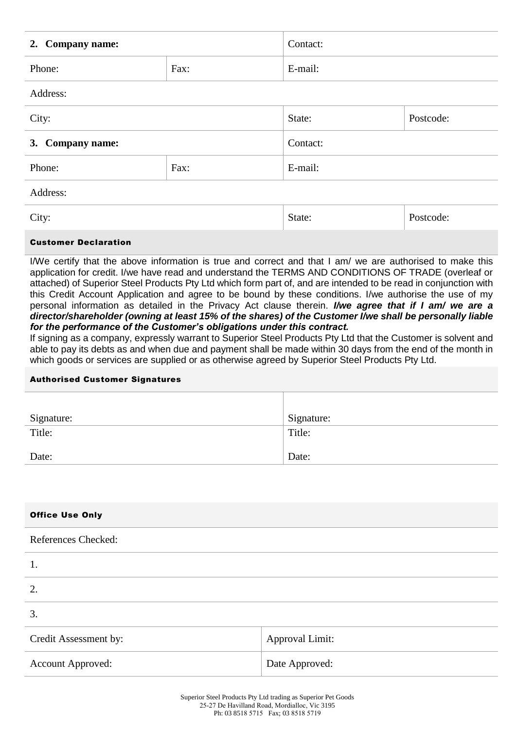| **2. Company name:** | | Contact: | |
|---|---|---|---|
| Phone: | Fax: | E-mail: | |
| Address: | | | |
| City: | | State: | Postcode: |
| **3. Company name:** | | Contact: | |
| Phone: | Fax: | E-mail: | |
| Address: | | | |
| City: | | State: | Postcode: |

### Customer Declaration

I/We certify that the above information is true and correct and that I am/ we are authorised to make this application for credit. I/we have read and understand the TERMS AND CONDITIONS OF TRADE (overleaf or attached) of Superior Steel Products Pty Ltd which form part of, and are intended to be read in conjunction with this Credit Account Application and agree to be bound by these conditions. I/we authorise the use of my personal information as detailed in the Privacy Act clause therein. ***I/we agree that if I am/ we are a director/shareholder (owning at least 15% of the shares) of the Customer I/we shall be personally liable for the performance of the Customer's obligations under this contract.***

If signing as a company, expressly warrant to Superior Steel Products Pty Ltd that the Customer is solvent and able to pay its debts as and when due and payment shall be made within 30 days from the end of the month in which goods or services are supplied or as otherwise agreed by Superior Steel Products Pty Ltd.

### Authorised Customer Signatures

| Signature: | Signature: |
|---|---|
| Title: | Title: |
| Date: | Date: |

### Office Use Only

| References Checked: | |
|---|---|
| 1. | |
| 2. | |
| 3. | |
| Credit Assessment by: | Approval Limit: |
| Account Approved: | Date Approved: |

Superior Steel Products Pty Ltd trading as Superior Pet Goods
25-27 De Havilland Road, Mordialloc, Vic 3195
Ph: 03 8518 5715 Fax; 03 8518 5719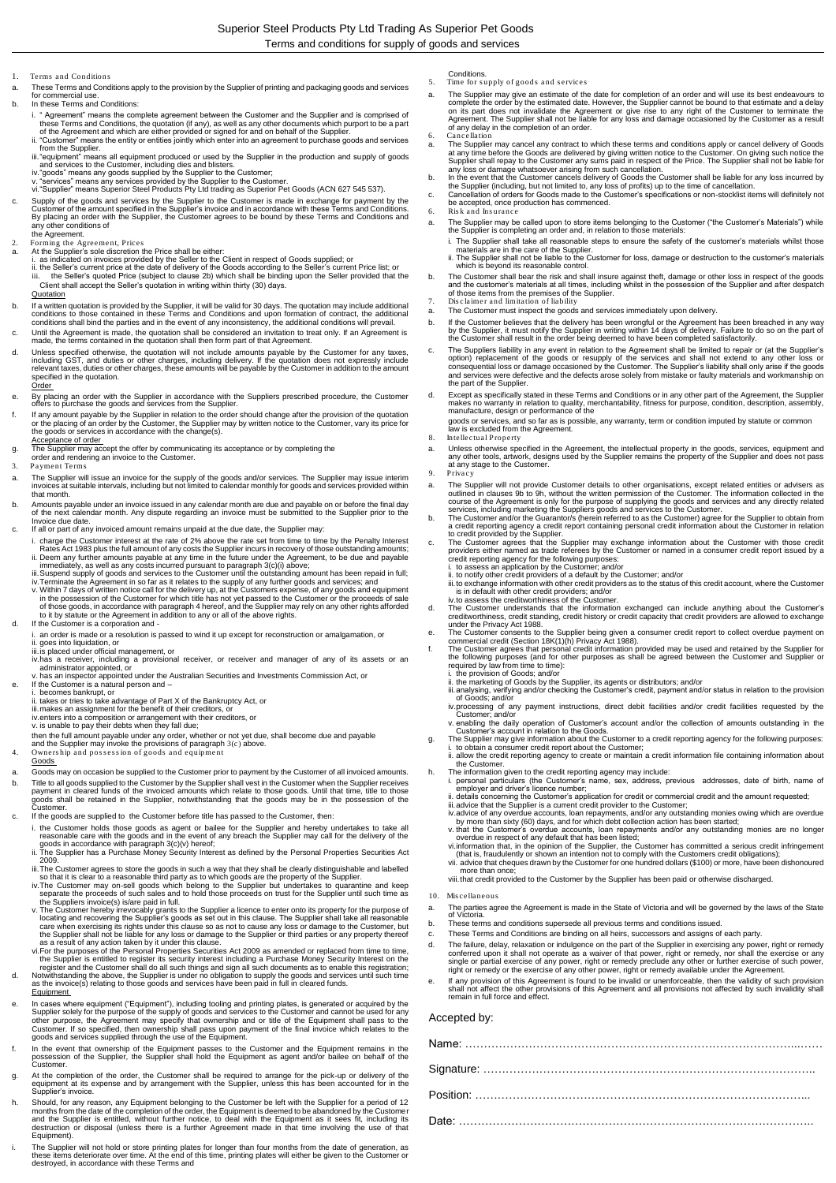# Superior Steel Products Pty Ltd Trading As Superior Pet Goods

## Terms and conditions for supply of goods and services

1. Terms and Conditions

a. These Terms and Conditions apply to the provision by the Supplier of printing and packaging goods and services for commercial use.

b. In these Terms and Conditions:

   i. " Agreement" means the complete agreement between the Customer and the Supplier and is comprised of these Terms and Conditions, the quotation (if any), as well as any other documents which purport to be a part of the Agreement and which are either provided or signed for and on behalf of the Supplier.

   ii. "Customer" means the entity or entities jointly which enter into an agreement to purchase goods and services from the Supplier.

   iii. "equipment" means all equipment produced or used by the Supplier in the production and supply of goods and services to the Customer, including dies and blisters.

   iv. "goods" means any goods supplied by the Supplier to the Customer;

   v. "services" means any services provided by the Supplier to the Customer.

   vi. "Supplier" means Superior Steel Products Pty Ltd trading as Superior Pet Goods (ACN 627 545 537).

c. Supply of the goods and services by the Supplier to the Customer is made in exchange for payment by the Customer of the amount specified in the Supplier's invoice and in accordance with these Terms and Conditions. By placing an order with the Supplier, the Customer agrees to be bound by these Terms and Conditions and any other conditions of the Agreement.

2. Forming the Agreement, Prices

a. At the Supplier's sole discretion the Price shall be either:

   i. as indicated on invoices provided by the Seller to the Client in respect of Goods supplied; or

   ii. the Seller's current price at the date of delivery of the Goods according to the Seller's current Price List; or

   iii. the Seller's quoted Price (subject to clause 2b) which shall be binding upon the Seller provided that the Client shall accept the Seller's quotation in writing within thirty (30) days.

Quotation

b. If a written quotation is provided by the Supplier, it will be valid for 30 days. The quotation may include additional conditions to those contained in these Terms and Conditions and upon formation of contract, the additional conditions shall bind the parties and in the event of any inconsistency, the additional conditions will prevail.

c. Until the Agreement is made, the quotation shall be considered an invitation to treat only. If an Agreement is made, the terms contained in the quotation shall then form part of that Agreement.

d. Unless specified otherwise, the quotation will not include amounts payable by the Customer for any taxes, including GST, and duties or other charges, including delivery. If the quotation does not expressly include relevant taxes, duties or other charges, these amounts will be payable by the Customer in addition to the amount specified in the quotation.

Order

e. By placing an order with the Supplier in accordance with the Suppliers prescribed procedure, the Customer offers to purchase the goods and services from the Supplier.

f. If any amount payable by the Supplier in relation to the order should change after the provision of the quotation or the placing of an order by the Customer, the Supplier may by written notice to the Customer, vary its price for the goods or services in accordance with the change(s).

Acceptance of order

g. The Supplier may accept the offer by communicating its acceptance or by completing the order and rendering an invoice to the Customer.

3. Payment Terms

a. The Supplier will issue an invoice for the supply of the goods and/or services. The Supplier may issue interim invoices at suitable intervals, including but not limited to calendar monthly for goods and services provided within that month.

b. Amounts payable under an invoice issued in any calendar month are due and payable on or before the final day of the next calendar month. Any dispute regarding an invoice must be submitted to the Supplier prior to the Invoice due date.

c. If all or part of any invoiced amount remains unpaid at the due date, the Supplier may:

   i. charge the Customer interest at the rate of 2% above the rate set from time to time by the Penalty Interest Rates Act 1983 plus the full amount of any costs the Supplier incurs in recovery of those outstanding amounts;

   ii. Deem any further amounts payable at any time in the future under the Agreement, to be due and payable immediately, as well as any costs incurred pursuant to paragraph 3(c)(i) above;

   iii. Suspend supply of goods and services to the Customer until the outstanding amount has been repaid in full;

   iv. Terminate the Agreement in so far as it relates to the supply of any further goods and services; and

   v. Within 7 days of written notice call for the delivery up, at the Customers expense, of any goods and equipment in the possession of the Customer for which title has not yet passed to the Customer or the proceeds of sale of those goods, in accordance with paragraph 4 hereof, and the Supplier may rely on any other rights afforded to it by statute or the Agreement in addition to any or all of the above rights.

d. If the Customer is a corporation and -

   i. an order is made or a resolution is passed to wind it up except for reconstruction or amalgamation, or

   ii. goes into liquidation, or

   iii. is placed under official management, or

   iv. has a receiver, including a provisional receiver, or receiver and manager of any of its assets or an administrator appointed, or

   v. has an inspector appointed under the Australian Securities and Investments Commission Act, or

e. If the Customer is a natural person and –

   i. becomes bankrupt, or

   ii. takes or tries to take advantage of Part X of the Bankruptcy Act, or

   iii. makes an assignment for the benefit of their creditors, or

   iv. enters into a composition or arrangement with their creditors, or

   v. is unable to pay their debts when they fall due;

then the full amount payable under any order, whether or not yet due, shall become due and payable and the Supplier may invoke the provisions of paragraph 3(c) above.

4. Ownership and possession of goods and equipment

Goods

a. Goods may on occasion be supplied to the Customer prior to payment by the Customer of all invoiced amounts.

b. Title to all goods supplied to the Customer by the Supplier shall vest in the Customer when the Supplier receives payment in cleared funds of the invoiced amounts which relate to those goods. Until that time, title to those goods shall be retained in the Supplier, notwithstanding that the goods may be in the possession of the Customer.

c. If the goods are supplied to the Customer before title has passed to the Customer, then:

   i. the Customer holds those goods as agent or bailee for the Supplier and hereby undertakes to take all reasonable care with the goods and in the event of any breach the Supplier may call for the delivery of the goods in accordance with paragraph 3(c)(v) hereof;

   ii. The Supplier has a Purchase Money Security Interest as defined by the Personal Properties Securities Act 2009.

   iii. The Customer agrees to store the goods in such a way that they shall be clearly distinguishable and labelled so that it is clear to a reasonable third party as to which goods are the property of the Supplier.

   iv. The Customer may on-sell goods which belong to the Supplier but undertakes to quarantine and keep separate the proceeds of such sales and to hold those proceeds on trust for the Supplier until such time as the Suppliers invoice(s) is/are paid in full.

   v. The Customer hereby irrevocably grants to the Supplier a licence to enter onto its property for the purpose of locating and recovering the Supplier's goods as set out in this clause. The Supplier shall take all reasonable care when exercising its rights under this clause so as not to cause any loss or damage to the Customer, but the Supplier shall not be liable for any loss or damage to the Supplier or third parties or any property thereof as a result of any action taken by it under this clause.

   vi. For the purposes of the Personal Properties Securities Act 2009 as amended or replaced from time to time, the Supplier is entitled to register its security interest including a Purchase Money Security Interest on the register and the Customer shall do all such things and sign all such documents as to enable this registration;

d. Notwithstanding the above, the Supplier is under no obligation to supply the goods and services until such time as the invoice(s) relating to those goods and services have been paid in full in cleared funds.

Equipment

e. In cases where equipment ("Equipment"), including tooling and printing plates, is generated or acquired by the Supplier solely for the purpose of the supply of goods and services to the Customer and cannot be used for any other purpose, the Agreement may specify that ownership and or title of the Equipment shall pass to the Customer. If so specified, then ownership shall pass upon payment of the final invoice which relates to the goods and services supplied through the use of the Equipment.

f. In the event that ownership of the Equipment passes to the Customer and the Equipment remains in the possession of the Supplier, the Supplier shall hold the Equipment as agent and/or bailee on behalf of the Customer.

g. At the completion of the order, the Customer shall be required to arrange for the pick-up or delivery of the equipment at its expense and by arrangement with the Supplier, unless this has been accounted for in the Supplier's invoice.

h. Should, for any reason, any Equipment belonging to the Customer be left with the Supplier for a period of 12 months from the date of the completion of the order, the Equipment is deemed to be abandoned by the Customer and the Supplier is entitled, without further notice, to deal with the Equipment as it sees fit, including its destruction or disposal (unless there is a further Agreement made in that time involving the use of that Equipment).

i. The Supplier will not hold or store printing plates for longer than four months from the date of generation, as these items deteriorate over time. At the end of this time, printing plates will either be given to the Customer or destroyed, in accordance with these Terms and Conditions.

5. Time for supply of goods and services

a. The Supplier may give an estimate of the date for completion of an order and will use its best endeavours to complete the order by the estimated date. However, the Supplier cannot be bound to that estimate and a delay on its part does not invalidate the Agreement or give rise to any right of the Customer to terminate the Agreement. The Supplier shall not be liable for any loss and damage occasioned by the Customer as a result of any delay in the completion of an order.

6. Cancellation

a. The Supplier may cancel any contract to which these terms and conditions apply or cancel delivery of Goods at any time before the Goods are delivered by giving written notice to the Customer. On giving such notice the Supplier shall repay to the Customer any sums paid in respect of the Price. The Supplier shall not be liable for any loss or damage whatsoever arising from such cancellation.

b. In the event that the Customer cancels delivery of Goods the Customer shall be liable for any loss incurred by the Supplier (including, but not limited to, any loss of profits) up to the time of cancellation.

c. Cancellation of orders for Goods made to the Customer's specifications or non-stocklist items will definitely not be accepted, once production has commenced.

6. Risk and Insurance

a. The Supplier may be called upon to store items belonging to the Customer ("the Customer's Materials") while the Supplier is completing an order and, in relation to those materials:

   i. The Supplier shall take all reasonable steps to ensure the safety of the customer's materials whilst those materials are in the care of the Supplier.

   ii. The Supplier shall not be liable to the Customer for loss, damage or destruction to the customer's materials which is beyond its reasonable control.

b. The Customer shall bear the risk and shall insure against theft, damage or other loss in respect of the goods and the customer's materials at all times, including whilst in the possession of the Supplier and after despatch of those items from the premises of the Supplier.

7. Disclaimer and limitation of liability

a. The Customer must inspect the goods and services immediately upon delivery.

b. If the Customer believes that the delivery has been wrongful or the Agreement has been breached in any way by the Supplier, it must notify the Supplier in writing within 14 days of delivery. Failure to do so on the part of the Customer shall result in the order being deemed to have been completed satisfactorily.

c. The Suppliers liability in any event in relation to the Agreement shall be limited to repair or (at the Supplier's option) replacement of the goods or resupply of the services and shall not extend to any other loss or consequential loss or damage occasioned by the Customer. The Supplier's liability shall only arise if the goods and services were defective and the defects arose solely from mistake or faulty materials and workmanship on the part of the Supplier.

d. Except as specifically stated in these Terms and Conditions or in any other part of the Agreement, the Supplier makes no warranty in relation to quality, merchantability, fitness for purpose, condition, description, assembly, manufacture, design or performance of the goods or services, and so far as is possible, any warranty, term or condition imputed by statute or common law is excluded from the Agreement.

8. Intellectual Property

a. Unless otherwise specified in the Agreement, the intellectual property in the goods, services, equipment and any other tools, artwork, designs used by the Supplier remains the property of the Supplier and does not pass at any stage to the Customer.

9. Privacy

a. The Supplier will not provide Customer details to other organisations, except related entities or advisers as outlined in clauses 9b to 9h, without the written permission of the Customer. The information collected in the course of the Agreement is only for the purpose of supplying the goods and services and any directly related services, including marketing the Suppliers goods and services to the Customer.

b. The Customer and/or the Guarantor/s (herein referred to as the Customer) agree for the Supplier to obtain from a credit reporting agency a credit report containing personal credit information about the Customer in relation to credit provided by the Supplier.

c. The Customer agrees that the Supplier may exchange information about the Customer with those credit providers either named as trade referees by the Customer or named in a consumer credit report issued by a credit reporting agency for the following purposes:

   i. to assess an application by the Customer; and/or

   ii. to notify other credit providers of a default by the Customer; and/or

   iii. to exchange information with other credit providers as to the status of this credit account, where the Customer is in default with other credit providers; and/or

   iv. to assess the creditworthiness of the Customer.

d. The Customer understands that the information exchanged can include anything about the Customer's creditworthiness, credit standing, credit history or credit capacity that credit providers are allowed to exchange under the Privacy Act 1988.

e. The Customer consents to the Supplier being given a consumer credit report to collect overdue payment on commercial credit (Section 18K(1)(h) Privacy Act 1988).

f. The Customer agrees that personal credit information provided may be used and retained by the Supplier for the following purposes (and for other purposes as shall be agreed between the Customer and Supplier or required by law from time to time):

   i. the provision of Goods; and/or

   ii. the marketing of Goods by the Supplier, its agents or distributors; and/or

   iii. analysing, verifying and/or checking the Customer's credit, payment and/or status in relation to the provision of Goods; and/or

   iv. processing of any payment instructions, direct debit facilities and/or credit facilities requested by the Customer; and/or

   v. enabling the daily operation of Customer's account and/or the collection of amounts outstanding in the Customer's account in relation to the Goods.

g. The Supplier may give information about the Customer to a credit reporting agency for the following purposes:

   i. to obtain a consumer credit report about the Customer;

   ii. allow the credit reporting agency to create or maintain a credit information file containing information about the Customer.

h. The information given to the credit reporting agency may include:

   i. personal particulars (the Customer's name, sex, address, previous addresses, date of birth, name of employer and driver's licence number;

   ii. details concerning the Customer's application for credit or commercial credit and the amount requested;

   iii. advice that the Supplier is a current credit provider to the Customer;

   iv. advice of any overdue accounts, loan repayments, and/or any outstanding monies owing which are overdue by more than sixty (60) days, and for which debt collection action has been started;

   v. that the Customer's overdue accounts, loan repayments and/or any outstanding monies are no longer overdue in respect of any default that has been listed;

   vi. information that, in the opinion of the Supplier, the Customer has committed a serious credit infringement (that is, fraudulently or shown an intention not to comply with the Customers credit obligations);

   vii. advice that cheques drawn by the Customer for one hundred dollars ($100) or more, have been dishonoured more than once;

   viii. that credit provided to the Customer by the Supplier has been paid or otherwise discharged.

10. Miscellaneous

a. The parties agree the Agreement is made in the State of Victoria and will be governed by the laws of the State of Victoria.

b. These terms and conditions supersede all previous terms and conditions issued.

c. These Terms and Conditions are binding on all heirs, successors and assigns of each party.

d. The failure, delay, relaxation or indulgence on the part of the Supplier in exercising any power, right or remedy conferred upon it shall not operate as a waiver of that power, right or remedy, nor shall the exercise or any single or partial exercise of any power, right or remedy preclude any other or further exercise of such power, right or remedy or the exercise of any other power, right or remedy available under the Agreement.

e. If any provision of this Agreement is found to be invalid or unenforceable, then the validity of such provision shall not affect the other provisions of this Agreement and all provisions not affected by such invalidity shall remain in full force and effect.

Accepted by:

Name: ………………………………………………………………………………………

Signature: …………………………………………………………………………………

Position: ……………………………………………………………………………………

Date: …………………………………………………………………………………………